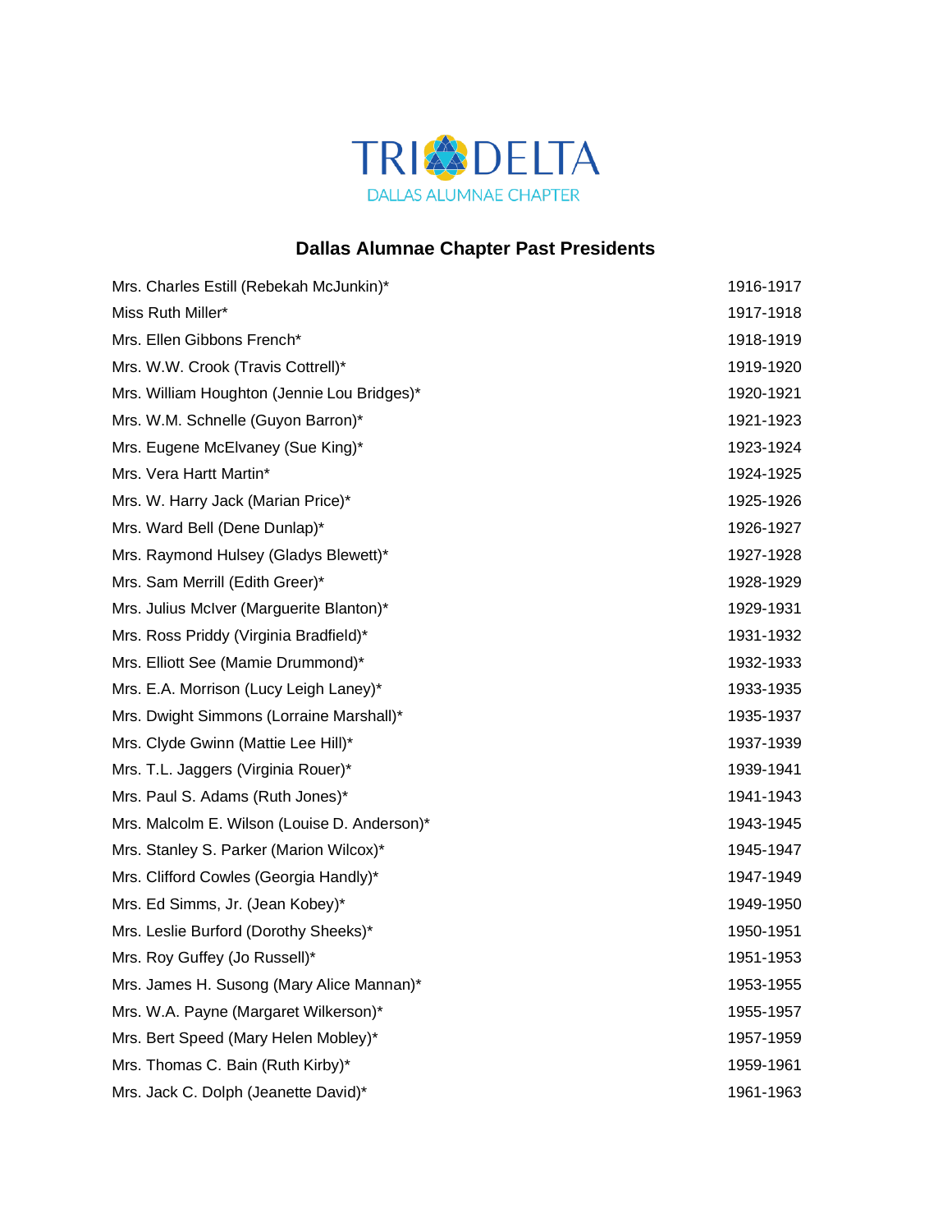TRI DELTA
DALLAS ALUMNAE CHAPTER

## Dallas Alumnae Chapter Past Presidents

| | |
|---|---|
| Mrs. Charles Estill (Rebekah McJunkin)* | 1916-1917 |
| Miss Ruth Miller* | 1917-1918 |
| Mrs. Ellen Gibbons French* | 1918-1919 |
| Mrs. W.W. Crook (Travis Cottrell)* | 1919-1920 |
| Mrs. William Houghton (Jennie Lou Bridges)* | 1920-1921 |
| Mrs. W.M. Schnelle (Guyon Barron)* | 1921-1923 |
| Mrs. Eugene McElvaney (Sue King)* | 1923-1924 |
| Mrs. Vera Hartt Martin* | 1924-1925 |
| Mrs. W. Harry Jack (Marian Price)* | 1925-1926 |
| Mrs. Ward Bell (Dene Dunlap)* | 1926-1927 |
| Mrs. Raymond Hulsey (Gladys Blewett)* | 1927-1928 |
| Mrs. Sam Merrill (Edith Greer)* | 1928-1929 |
| Mrs. Julius McIver (Marguerite Blanton)* | 1929-1931 |
| Mrs. Ross Priddy (Virginia Bradfield)* | 1931-1932 |
| Mrs. Elliott See (Mamie Drummond)* | 1932-1933 |
| Mrs. E.A. Morrison (Lucy Leigh Laney)* | 1933-1935 |
| Mrs. Dwight Simmons (Lorraine Marshall)* | 1935-1937 |
| Mrs. Clyde Gwinn (Mattie Lee Hill)* | 1937-1939 |
| Mrs. T.L. Jaggers (Virginia Rouer)* | 1939-1941 |
| Mrs. Paul S. Adams (Ruth Jones)* | 1941-1943 |
| Mrs. Malcolm E. Wilson (Louise D. Anderson)* | 1943-1945 |
| Mrs. Stanley S. Parker (Marion Wilcox)* | 1945-1947 |
| Mrs. Clifford Cowles (Georgia Handly)* | 1947-1949 |
| Mrs. Ed Simms, Jr. (Jean Kobey)* | 1949-1950 |
| Mrs. Leslie Burford (Dorothy Sheeks)* | 1950-1951 |
| Mrs. Roy Guffey (Jo Russell)* | 1951-1953 |
| Mrs. James H. Susong (Mary Alice Mannan)* | 1953-1955 |
| Mrs. W.A. Payne (Margaret Wilkerson)* | 1955-1957 |
| Mrs. Bert Speed (Mary Helen Mobley)* | 1957-1959 |
| Mrs. Thomas C. Bain (Ruth Kirby)* | 1959-1961 |
| Mrs. Jack C. Dolph (Jeanette David)* | 1961-1963 |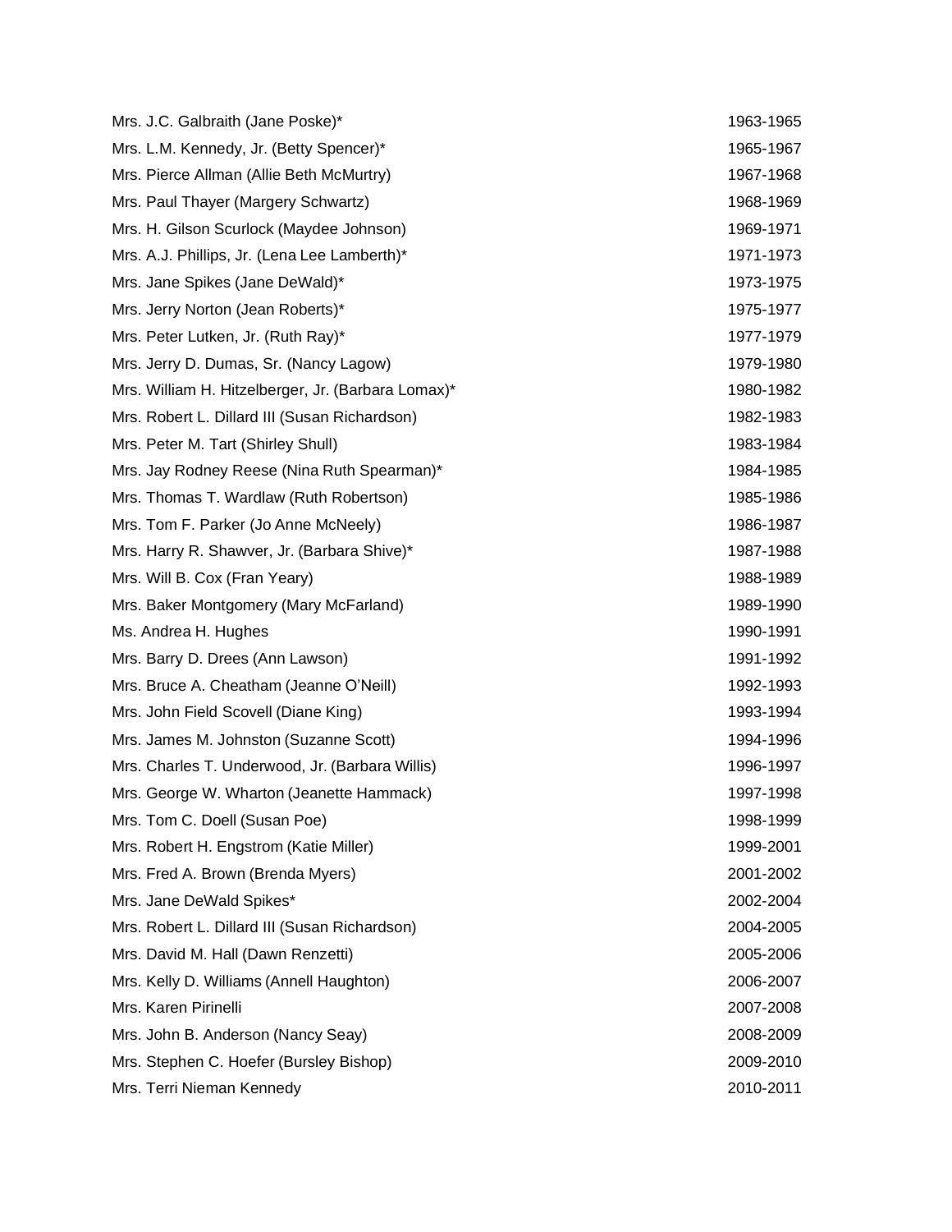| | |
|---|---|
| Mrs. J.C. Galbraith (Jane Poske)* | 1963-1965 |
| Mrs. L.M. Kennedy, Jr. (Betty Spencer)* | 1965-1967 |
| Mrs. Pierce Allman (Allie Beth McMurtry) | 1967-1968 |
| Mrs. Paul Thayer (Margery Schwartz) | 1968-1969 |
| Mrs. H. Gilson Scurlock (Maydee Johnson) | 1969-1971 |
| Mrs. A.J. Phillips, Jr. (Lena Lee Lamberth)* | 1971-1973 |
| Mrs. Jane Spikes (Jane DeWald)* | 1973-1975 |
| Mrs. Jerry Norton (Jean Roberts)* | 1975-1977 |
| Mrs. Peter Lutken, Jr. (Ruth Ray)* | 1977-1979 |
| Mrs. Jerry D. Dumas, Sr. (Nancy Lagow) | 1979-1980 |
| Mrs. William H. Hitzelberger, Jr. (Barbara Lomax)* | 1980-1982 |
| Mrs. Robert L. Dillard III (Susan Richardson) | 1982-1983 |
| Mrs. Peter M. Tart (Shirley Shull) | 1983-1984 |
| Mrs. Jay Rodney Reese (Nina Ruth Spearman)* | 1984-1985 |
| Mrs. Thomas T. Wardlaw (Ruth Robertson) | 1985-1986 |
| Mrs. Tom F. Parker (Jo Anne McNeely) | 1986-1987 |
| Mrs. Harry R. Shawver, Jr. (Barbara Shive)* | 1987-1988 |
| Mrs. Will B. Cox (Fran Yeary) | 1988-1989 |
| Mrs. Baker Montgomery (Mary McFarland) | 1989-1990 |
| Ms. Andrea H. Hughes | 1990-1991 |
| Mrs. Barry D. Drees (Ann Lawson) | 1991-1992 |
| Mrs. Bruce A. Cheatham (Jeanne O'Neill) | 1992-1993 |
| Mrs. John Field Scovell (Diane King) | 1993-1994 |
| Mrs. James M. Johnston (Suzanne Scott) | 1994-1996 |
| Mrs. Charles T. Underwood, Jr. (Barbara Willis) | 1996-1997 |
| Mrs. George W. Wharton (Jeanette Hammack) | 1997-1998 |
| Mrs. Tom C. Doell (Susan Poe) | 1998-1999 |
| Mrs. Robert H. Engstrom (Katie Miller) | 1999-2001 |
| Mrs. Fred A. Brown (Brenda Myers) | 2001-2002 |
| Mrs. Jane DeWald Spikes* | 2002-2004 |
| Mrs. Robert L. Dillard III (Susan Richardson) | 2004-2005 |
| Mrs. David M. Hall (Dawn Renzetti) | 2005-2006 |
| Mrs. Kelly D. Williams (Annell Haughton) | 2006-2007 |
| Mrs. Karen Pirinelli | 2007-2008 |
| Mrs. John B. Anderson (Nancy Seay) | 2008-2009 |
| Mrs. Stephen C. Hoefer (Bursley Bishop) | 2009-2010 |
| Mrs. Terri Nieman Kennedy | 2010-2011 |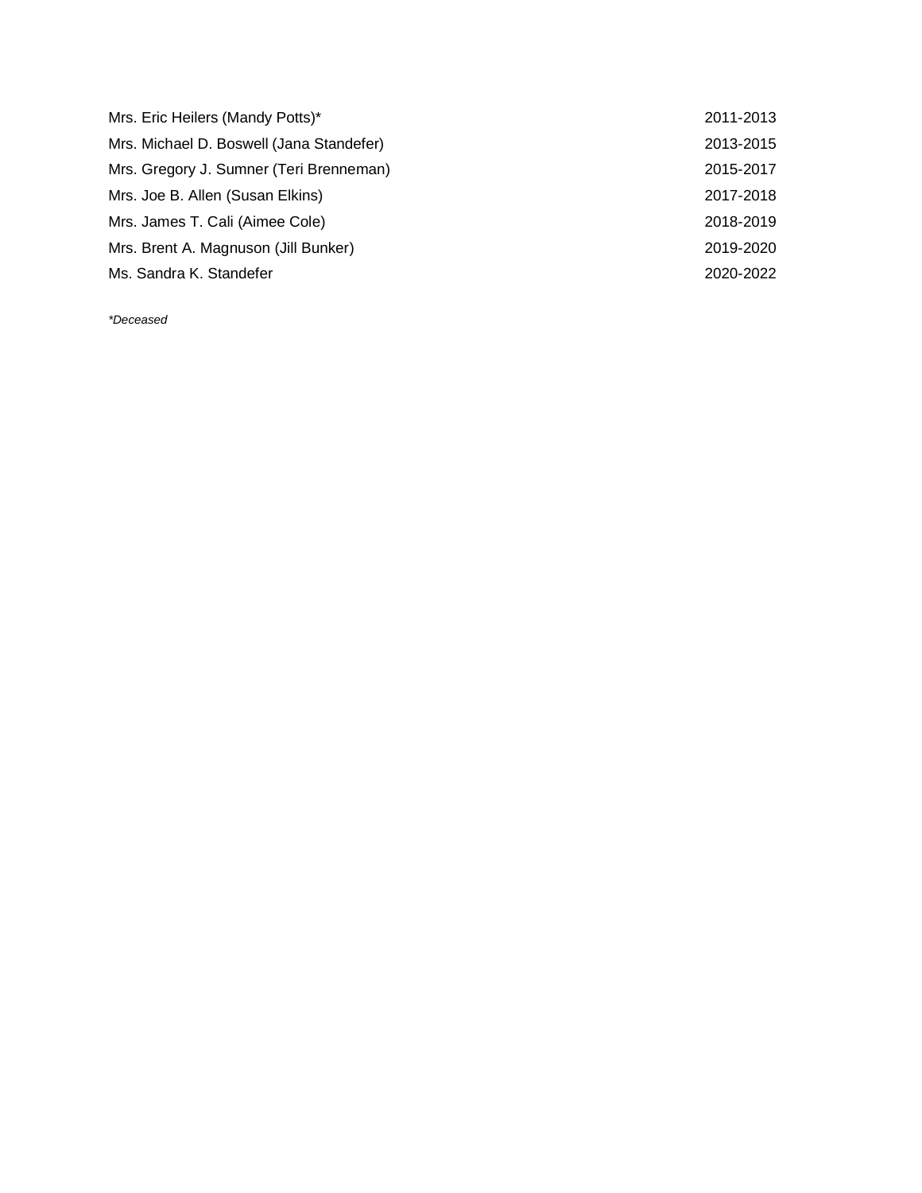| | |
|---|---|
| Mrs. Eric Heilers (Mandy Potts)* | 2011-2013 |
| Mrs. Michael D. Boswell (Jana Standefer) | 2013-2015 |
| Mrs. Gregory J. Sumner (Teri Brenneman) | 2015-2017 |
| Mrs. Joe B. Allen (Susan Elkins) | 2017-2018 |
| Mrs. James T. Cali (Aimee Cole) | 2018-2019 |
| Mrs. Brent A. Magnuson (Jill Bunker) | 2019-2020 |
| Ms. Sandra K. Standefer | 2020-2022 |

*\*Deceased*